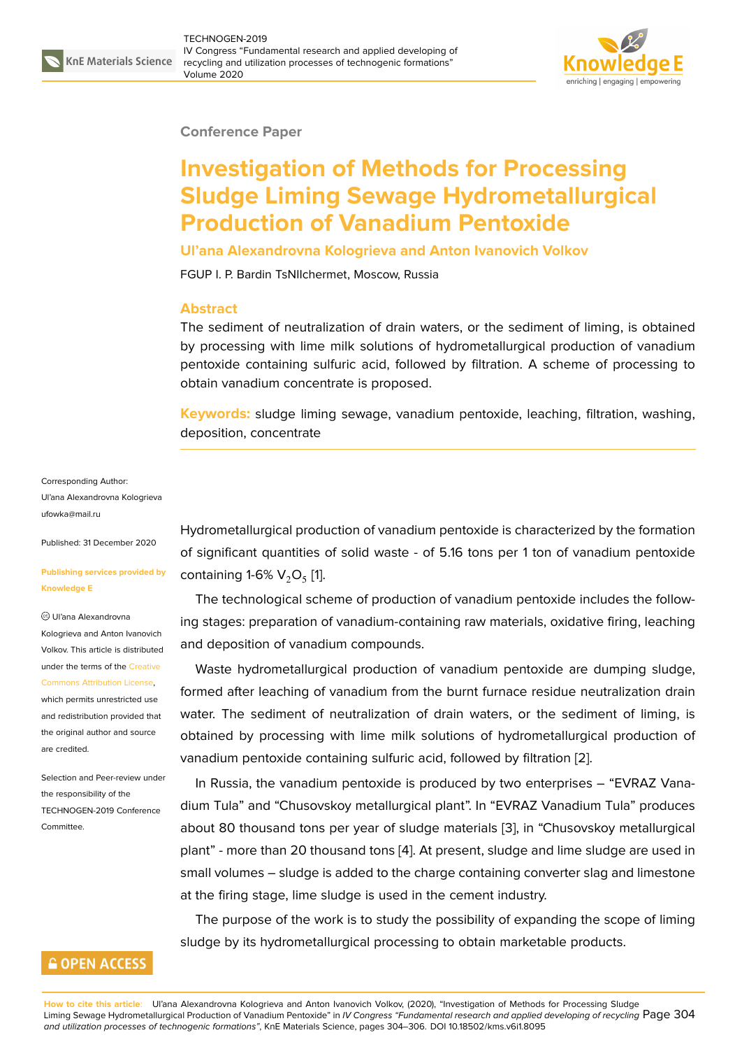Conference Paper

# Investigation of Methods for Processing Sludge Liming Sewage Hydrometallurgical Production of Vanadium Pentoxide

**Ul'ana Alexandrovna Kologrieva and Anton Ivanovich Volkov**

FGUP I. P. Bardin TsNIIchermet, Moscow, Russia

## Abstract

The sediment of neutralization of drain waters, or the sediment of liming, is obtained by processing with lime milk solutions of hydrometallurgical production of vanadium pentoxide containing sulfuric acid, followed by filtration. A scheme of processing to obtain vanadium concentrate is proposed.

**Keywords:** sludge liming sewage, vanadium pentoxide, leaching, filtration, washing, deposition, concentrate

Corresponding Author:
Ul'ana Alexandrovna Kologrieva
ufowka@mail.ru

Published: 31 December 2020

**Publishing services provided by Knowledge E**

Ul'ana Alexandrovna Kologrieva and Anton Ivanovich Volkov. This article is distributed under the terms of the Creative Commons Attribution License, which permits unrestricted use and redistribution provided that the original author and source are credited.

Selection and Peer-review under the responsibility of the TECHNOGEN-2019 Conference Committee.

Hydrometallurgical production of vanadium pentoxide is characterized by the formation of significant quantities of solid waste - of 5.16 tons per 1 ton of vanadium pentoxide containing 1-6% $V_2O_5$ [1].

The technological scheme of production of vanadium pentoxide includes the following stages: preparation of vanadium-containing raw materials, oxidative firing, leaching and deposition of vanadium compounds.

Waste hydrometallurgical production of vanadium pentoxide are dumping sludge, formed after leaching of vanadium from the burnt furnace residue neutralization drain water. The sediment of neutralization of drain waters, or the sediment of liming, is obtained by processing with lime milk solutions of hydrometallurgical production of vanadium pentoxide containing sulfuric acid, followed by filtration [2].

In Russia, the vanadium pentoxide is produced by two enterprises – "EVRAZ Vanadium Tula" and "Chusovskoy metallurgical plant". In "EVRAZ Vanadium Tula" produces about 80 thousand tons per year of sludge materials [3], in "Chusovskoy metallurgical plant" - more than 20 thousand tons [4]. At present, sludge and lime sludge are used in small volumes – sludge is added to the charge containing converter slag and limestone at the firing stage, lime sludge is used in the cement industry.

The purpose of the work is to study the possibility of expanding the scope of liming sludge by its hydrometallurgical processing to obtain marketable products.

**How to cite this article**: Ul'ana Alexandrovna Kologrieva and Anton Ivanovich Volkov, (2020), "Investigation of Methods for Processing Sludge Liming Sewage Hydrometallurgical Production of Vanadium Pentoxide" in *IV Congress "Fundamental research and applied developing of recycling and utilization processes of technogenic formations"*, KnE Materials Science, pages 304–306. DOI 10.18502/kms.v6i1.8095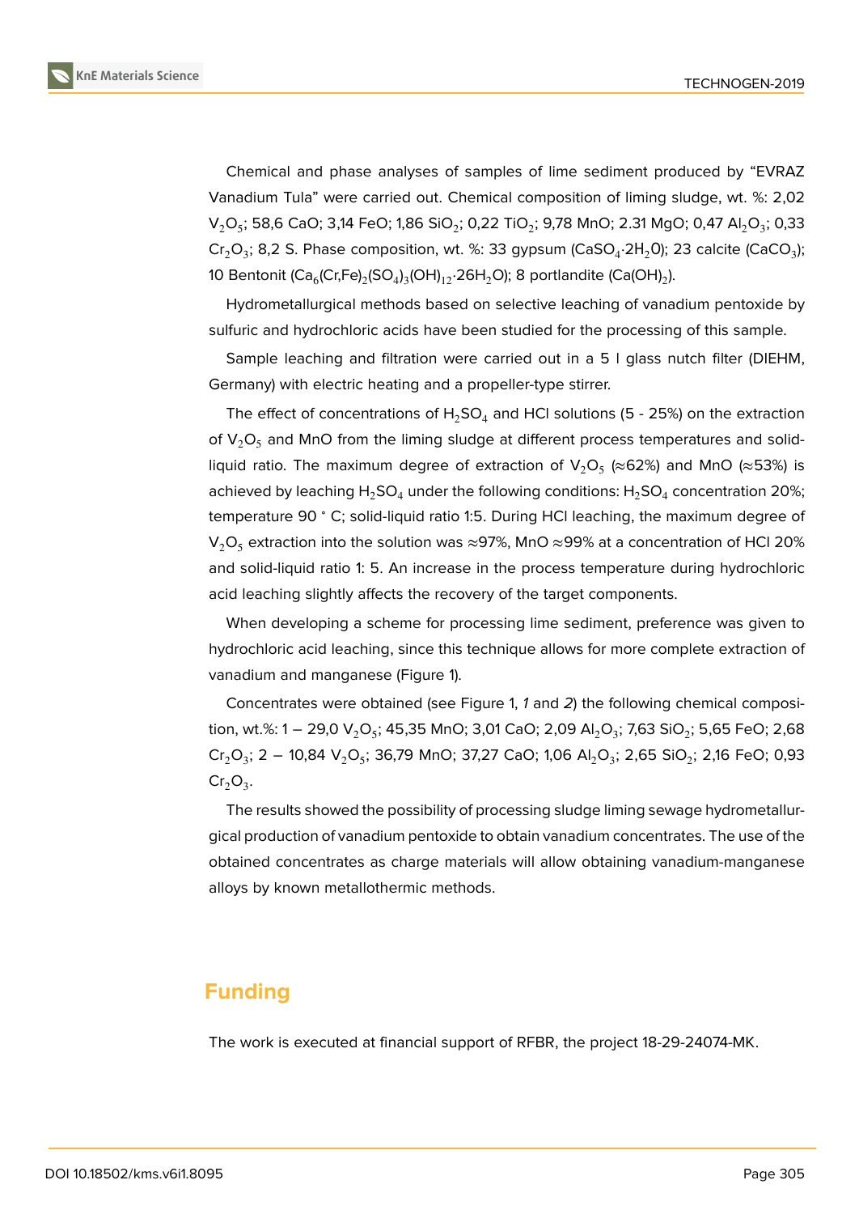Chemical and phase analyses of samples of lime sediment produced by "EVRAZ Vanadium Tula" were carried out. Chemical composition of liming sludge, wt. %: 2,02 $V_2O_5$; 58,6 CaO; 3,14 FeO; 1,86 $SiO_2$; 0,22 $TiO_2$; 9,78 MnO; 2.31 MgO; 0,47 $Al_2O_3$; 0,33 $Cr_2O_3$; 8,2 S. Phase composition, wt. %: 33 gypsum ($CaSO_4{\cdot}2H_2O$); 23 calcite ($CaCO_3$); 10 Bentonit ($Ca_6(Cr,Fe)_2(SO_4)_3(OH)_{12}{\cdot}26H_2O$); 8 portlandite ($Ca(OH)_2$).

Hydrometallurgical methods based on selective leaching of vanadium pentoxide by sulfuric and hydrochloric acids have been studied for the processing of this sample.

Sample leaching and filtration were carried out in a 5 l glass nutch filter (DIEHM, Germany) with electric heating and a propeller-type stirrer.

The effect of concentrations of $H_2SO_4$ and HCl solutions (5 - 25%) on the extraction of $V_2O_5$ and MnO from the liming sludge at different process temperatures and solid-liquid ratio. The maximum degree of extraction of $V_2O_5$ (≈62%) and MnO (≈53%) is achieved by leaching $H_2SO_4$ under the following conditions: $H_2SO_4$ concentration 20%; temperature 90 ° C; solid-liquid ratio 1:5. During HCl leaching, the maximum degree of $V_2O_5$ extraction into the solution was ≈97%, MnO ≈99% at a concentration of HCl 20% and solid-liquid ratio 1: 5. An increase in the process temperature during hydrochloric acid leaching slightly affects the recovery of the target components.

When developing a scheme for processing lime sediment, preference was given to hydrochloric acid leaching, since this technique allows for more complete extraction of vanadium and manganese (Figure 1).

Concentrates were obtained (see Figure 1, *1* and *2*) the following chemical composition, wt.%: 1 – 29,0 $V_2O_5$; 45,35 MnO; 3,01 CaO; 2,09 $Al_2O_3$; 7,63 $SiO_2$; 5,65 FeO; 2,68 $Cr_2O_3$; 2 – 10,84 $V_2O_5$; 36,79 MnO; 37,27 CaO; 1,06 $Al_2O_3$; 2,65 $SiO_2$; 2,16 FeO; 0,93 $Cr_2O_3$.

The results showed the possibility of processing sludge liming sewage hydrometallurgical production of vanadium pentoxide to obtain vanadium concentrates. The use of the obtained concentrates as charge materials will allow obtaining vanadium-manganese alloys by known metallothermic methods.

## Funding

The work is executed at financial support of RFBR, the project 18-29-24074-MK.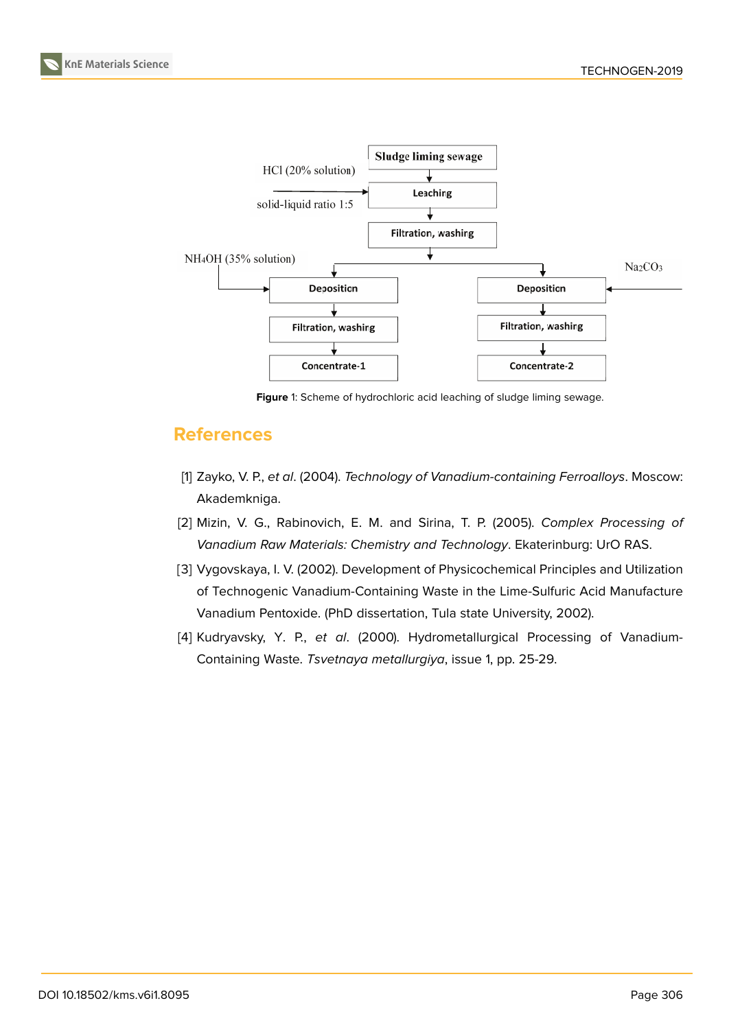Sludge liming sewage

HCl (20% solution)

solid-liquid ratio 1:5

Leaching

Filtration, washing

$NH_4OH$ (35% solution)

$Na_2CO_3$

Deposition

Deposition

Filtration, washing

Filtration, washing

Concentrate-1

Concentrate-2

**Figure** 1: Scheme of hydrochloric acid leaching of sludge liming sewage.

## References

[1] Zayko, V. P., *et al*. (2004). *Technology of Vanadium-containing Ferroalloys*. Moscow: Akademkniga.

[2] Mizin, V. G., Rabinovich, E. M. and Sirina, T. P. (2005). *Complex Processing of Vanadium Raw Materials: Chemistry and Technology*. Ekaterinburg: UrO RAS.

[3] Vygovskaya, I. V. (2002). Development of Physicochemical Principles and Utilization of Technogenic Vanadium-Containing Waste in the Lime-Sulfuric Acid Manufacture Vanadium Pentoxide. (PhD dissertation, Tula state University, 2002).

[4] Kudryavsky, Y. P., *et al*. (2000). Hydrometallurgical Processing of Vanadium-Containing Waste. *Tsvetnaya metallurgiya*, issue 1, pp. 25-29.